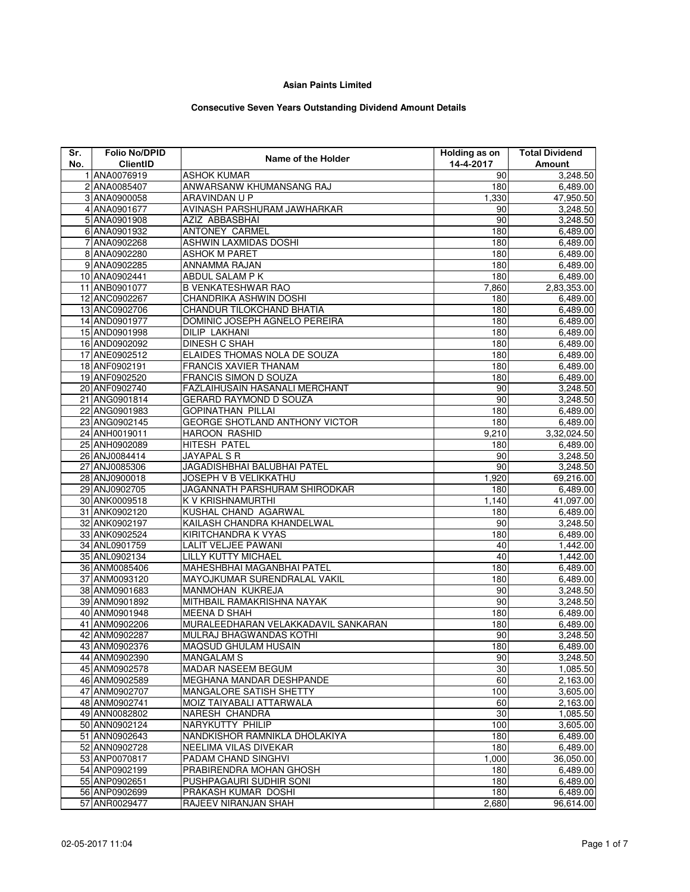**Asian Paints Limited**

**Consecutive Seven Years Outstanding Dividend Amount Details**

| Sr. No. | Folio No/DPID ClientID | Name of the Holder | Holding as on 14-4-2017 | Total Dividend Amount |
|---|---|---|---|---|
| 1 | ANA0076919 | ASHOK KUMAR | 90 | 3,248.50 |
| 2 | ANA0085407 | ANWARSANW KHUMANSANG RAJ | 180 | 6,489.00 |
| 3 | ANA0900058 | ARAVINDAN U P | 1,330 | 47,950.50 |
| 4 | ANA0901677 | AVINASH PARSHURAM JAWHARKAR | 90 | 3,248.50 |
| 5 | ANA0901908 | AZIZ ABBASBHAI | 90 | 3,248.50 |
| 6 | ANA0901932 | ANTONEY CARMEL | 180 | 6,489.00 |
| 7 | ANA0902268 | ASHWIN LAXMIDAS DOSHI | 180 | 6,489.00 |
| 8 | ANA0902280 | ASHOK M PARET | 180 | 6,489.00 |
| 9 | ANA0902285 | ANNAMMA RAJAN | 180 | 6,489.00 |
| 10 | ANA0902441 | ABDUL SALAM P K | 180 | 6,489.00 |
| 11 | ANB0901077 | B VENKATESHWAR RAO | 7,860 | 2,83,353.00 |
| 12 | ANC0902267 | CHANDRIKA ASHWIN DOSHI | 180 | 6,489.00 |
| 13 | ANC0902706 | CHANDUR TILOKCHAND BHATIA | 180 | 6,489.00 |
| 14 | AND0901977 | DOMINIC JOSEPH AGNELO PEREIRA | 180 | 6,489.00 |
| 15 | AND0901998 | DILIP LAKHANI | 180 | 6,489.00 |
| 16 | AND0902092 | DINESH C SHAH | 180 | 6,489.00 |
| 17 | ANE0902512 | ELAIDES THOMAS NOLA DE SOUZA | 180 | 6,489.00 |
| 18 | ANF0902191 | FRANCIS XAVIER THANAM | 180 | 6,489.00 |
| 19 | ANF0902520 | FRANCIS SIMON D SOUZA | 180 | 6,489.00 |
| 20 | ANF0902740 | FAZLAIHUSAIN HASANALI MERCHANT | 90 | 3,248.50 |
| 21 | ANG0901814 | GERARD RAYMOND D SOUZA | 90 | 3,248.50 |
| 22 | ANG0901983 | GOPINATHAN PILLAI | 180 | 6,489.00 |
| 23 | ANG0902145 | GEORGE SHOTLAND ANTHONY VICTOR | 180 | 6,489.00 |
| 24 | ANH0019011 | HAROON RASHID | 9,210 | 3,32,024.50 |
| 25 | ANH0902089 | HITESH PATEL | 180 | 6,489.00 |
| 26 | ANJ0084414 | JAYAPAL S R | 90 | 3,248.50 |
| 27 | ANJ0085306 | JAGADISHBHAI BALUBHAI PATEL | 90 | 3,248.50 |
| 28 | ANJ0900018 | JOSEPH V B VELIKKATHU | 1,920 | 69,216.00 |
| 29 | ANJ0902705 | JAGANNATH PARSHURAM SHIRODKAR | 180 | 6,489.00 |
| 30 | ANK0009518 | K V KRISHNAMURTHI | 1,140 | 41,097.00 |
| 31 | ANK0902120 | KUSHAL CHAND AGARWAL | 180 | 6,489.00 |
| 32 | ANK0902197 | KAILASH CHANDRA KHANDELWAL | 90 | 3,248.50 |
| 33 | ANK0902524 | KIRITCHANDRA K VYAS | 180 | 6,489.00 |
| 34 | ANL0901759 | LALIT VELJEE PAWANI | 40 | 1,442.00 |
| 35 | ANL0902134 | LILLY KUTTY MICHAEL | 40 | 1,442.00 |
| 36 | ANM0085406 | MAHESHBHAI MAGANBHAI PATEL | 180 | 6,489.00 |
| 37 | ANM0093120 | MAYOJKUMAR SURENDRALAL VAKIL | 180 | 6,489.00 |
| 38 | ANM0901683 | MANMOHAN KUKREJA | 90 | 3,248.50 |
| 39 | ANM0901892 | MITHBAIL RAMAKRISHNA NAYAK | 90 | 3,248.50 |
| 40 | ANM0901948 | MEENA D SHAH | 180 | 6,489.00 |
| 41 | ANM0902206 | MURALEEDHARAN VELAKKADAVIL SANKARAN | 180 | 6,489.00 |
| 42 | ANM0902287 | MULRAJ BHAGWANDAS KOTHI | 90 | 3,248.50 |
| 43 | ANM0902376 | MAQSUD GHULAM HUSAIN | 180 | 6,489.00 |
| 44 | ANM0902390 | MANGALAM S | 90 | 3,248.50 |
| 45 | ANM0902578 | MADAR NASEEM BEGUM | 30 | 1,085.50 |
| 46 | ANM0902589 | MEGHANA MANDAR DESHPANDE | 60 | 2,163.00 |
| 47 | ANM0902707 | MANGALORE SATISH SHETTY | 100 | 3,605.00 |
| 48 | ANM0902741 | MOIZ TAIYABALI ATTARWALA | 60 | 2,163.00 |
| 49 | ANN0082802 | NARESH CHANDRA | 30 | 1,085.50 |
| 50 | ANN0902124 | NARYKUTTY PHILIP | 100 | 3,605.00 |
| 51 | ANN0902643 | NANDKISHOR RAMNIKLA DHOLAKIYA | 180 | 6,489.00 |
| 52 | ANN0902728 | NEELIMA VILAS DIVEKAR | 180 | 6,489.00 |
| 53 | ANP0070817 | PADAM CHAND SINGHVI | 1,000 | 36,050.00 |
| 54 | ANP0902199 | PRABIRENDRA MOHAN GHOSH | 180 | 6,489.00 |
| 55 | ANP0902651 | PUSHPAGAURI SUDHIR SONI | 180 | 6,489.00 |
| 56 | ANP0902699 | PRAKASH KUMAR DOSHI | 180 | 6,489.00 |
| 57 | ANR0029477 | RAJEEV NIRANJAN SHAH | 2,680 | 96,614.00 |

02-05-2017 11:04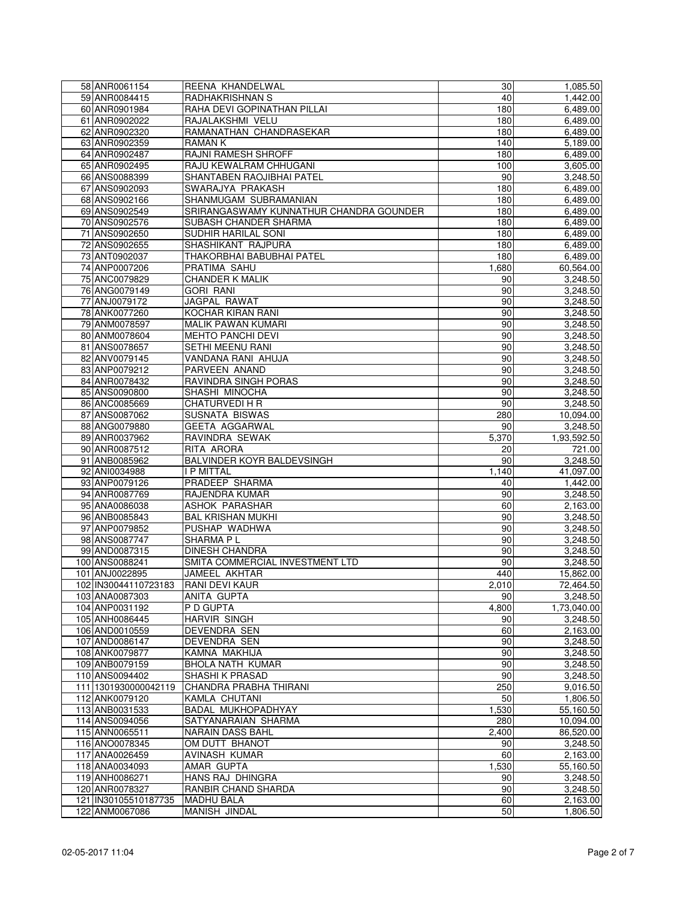| | | | | |
|---|---|---|---|---|
| 58 | ANR0061154 | REENA KHANDELWAL | 30 | 1,085.50 |
| 59 | ANR0084415 | RADHAKRISHNAN S | 40 | 1,442.00 |
| 60 | ANR0901984 | RAHA DEVI GOPINATHAN PILLAI | 180 | 6,489.00 |
| 61 | ANR0902022 | RAJALAKSHMI VELU | 180 | 6,489.00 |
| 62 | ANR0902320 | RAMANATHAN CHANDRASEKAR | 180 | 6,489.00 |
| 63 | ANR0902359 | RAMAN K | 140 | 5,189.00 |
| 64 | ANR0902487 | RAJNI RAMESH SHROFF | 180 | 6,489.00 |
| 65 | ANR0902495 | RAJU KEWALRAM CHHUGANI | 100 | 3,605.00 |
| 66 | ANS0088399 | SHANTABEN RAOJIBHAI PATEL | 90 | 3,248.50 |
| 67 | ANS0902093 | SWARAJYA PRAKASH | 180 | 6,489.00 |
| 68 | ANS0902166 | SHANMUGAM SUBRAMANIAN | 180 | 6,489.00 |
| 69 | ANS0902549 | SRIRANGASWAMY KUNNATHUR CHANDRA GOUNDER | 180 | 6,489.00 |
| 70 | ANS0902576 | SUBASH CHANDER SHARMA | 180 | 6,489.00 |
| 71 | ANS0902650 | SUDHIR HARILAL SONI | 180 | 6,489.00 |
| 72 | ANS0902655 | SHASHIKANT RAJPURA | 180 | 6,489.00 |
| 73 | ANT0902037 | THAKORBHAI BABUBHAI PATEL | 180 | 6,489.00 |
| 74 | ANP0007206 | PRATIMA SAHU | 1,680 | 60,564.00 |
| 75 | ANC0079829 | CHANDER K MALIK | 90 | 3,248.50 |
| 76 | ANG0079149 | GORI RANI | 90 | 3,248.50 |
| 77 | ANJ0079172 | JAGPAL RAWAT | 90 | 3,248.50 |
| 78 | ANK0077260 | KOCHAR KIRAN RANI | 90 | 3,248.50 |
| 79 | ANM0078597 | MALIK PAWAN KUMARI | 90 | 3,248.50 |
| 80 | ANM0078604 | MEHTO PANCHI DEVI | 90 | 3,248.50 |
| 81 | ANS0078657 | SETHI MEENU RANI | 90 | 3,248.50 |
| 82 | ANV0079145 | VANDANA RANI AHUJA | 90 | 3,248.50 |
| 83 | ANP0079212 | PARVEEN ANAND | 90 | 3,248.50 |
| 84 | ANR0078432 | RAVINDRA SINGH PORAS | 90 | 3,248.50 |
| 85 | ANS0090800 | SHASHI MINOCHA | 90 | 3,248.50 |
| 86 | ANC0085669 | CHATURVEDI H R | 90 | 3,248.50 |
| 87 | ANS0087062 | SUSNATA BISWAS | 280 | 10,094.00 |
| 88 | ANG0079880 | GEETA AGGARWAL | 90 | 3,248.50 |
| 89 | ANR0037962 | RAVINDRA SEWAK | 5,370 | 1,93,592.50 |
| 90 | ANR0087512 | RITA ARORA | 20 | 721.00 |
| 91 | ANB0085962 | BALVINDER KOYR BALDEVSINGH | 90 | 3,248.50 |
| 92 | ANI0034988 | I P MITTAL | 1,140 | 41,097.00 |
| 93 | ANP0079126 | PRADEEP SHARMA | 40 | 1,442.00 |
| 94 | ANR0087769 | RAJENDRA KUMAR | 90 | 3,248.50 |
| 95 | ANA0086038 | ASHOK PARASHAR | 60 | 2,163.00 |
| 96 | ANB0085843 | BAL KRISHAN MUKHI | 90 | 3,248.50 |
| 97 | ANP0079852 | PUSHAP WADHWA | 90 | 3,248.50 |
| 98 | ANS0087747 | SHARMA P L | 90 | 3,248.50 |
| 99 | AND0087315 | DINESH CHANDRA | 90 | 3,248.50 |
| 100 | ANS0088241 | SMITA COMMERCIAL INVESTMENT LTD | 90 | 3,248.50 |
| 101 | ANJ0022895 | JAMEEL AKHTAR | 440 | 15,862.00 |
| 102 | IN30044110723183 | RANI DEVI KAUR | 2,010 | 72,464.50 |
| 103 | ANA0087303 | ANITA GUPTA | 90 | 3,248.50 |
| 104 | ANP0031192 | P D GUPTA | 4,800 | 1,73,040.00 |
| 105 | ANH0086445 | HARVIR SINGH | 90 | 3,248.50 |
| 106 | AND0010559 | DEVENDRA SEN | 60 | 2,163.00 |
| 107 | AND0086147 | DEVENDRA SEN | 90 | 3,248.50 |
| 108 | ANK0079877 | KAMNA MAKHIJA | 90 | 3,248.50 |
| 109 | ANB0079159 | BHOLA NATH KUMAR | 90 | 3,248.50 |
| 110 | ANS0094402 | SHASHI K PRASAD | 90 | 3,248.50 |
| 111 | 1301930000042119 | CHANDRA PRABHA THIRANI | 250 | 9,016.50 |
| 112 | ANK0079120 | KAMLA CHUTANI | 50 | 1,806.50 |
| 113 | ANB0031533 | BADAL MUKHOPADHYAY | 1,530 | 55,160.50 |
| 114 | ANS0094056 | SATYANARAIAN SHARMA | 280 | 10,094.00 |
| 115 | ANN0065511 | NARAIN DASS BAHL | 2,400 | 86,520.00 |
| 116 | ANO0078345 | OM DUTT BHANOT | 90 | 3,248.50 |
| 117 | ANA0026459 | AVINASH KUMAR | 60 | 2,163.00 |
| 118 | ANA0034093 | AMAR GUPTA | 1,530 | 55,160.50 |
| 119 | ANH0086271 | HANS RAJ DHINGRA | 90 | 3,248.50 |
| 120 | ANR0078327 | RANBIR CHAND SHARDA | 90 | 3,248.50 |
| 121 | IN30105510187735 | MADHU BALA | 60 | 2,163.00 |
| 122 | ANM0067086 | MANISH JINDAL | 50 | 1,806.50 |

02-05-2017 11:04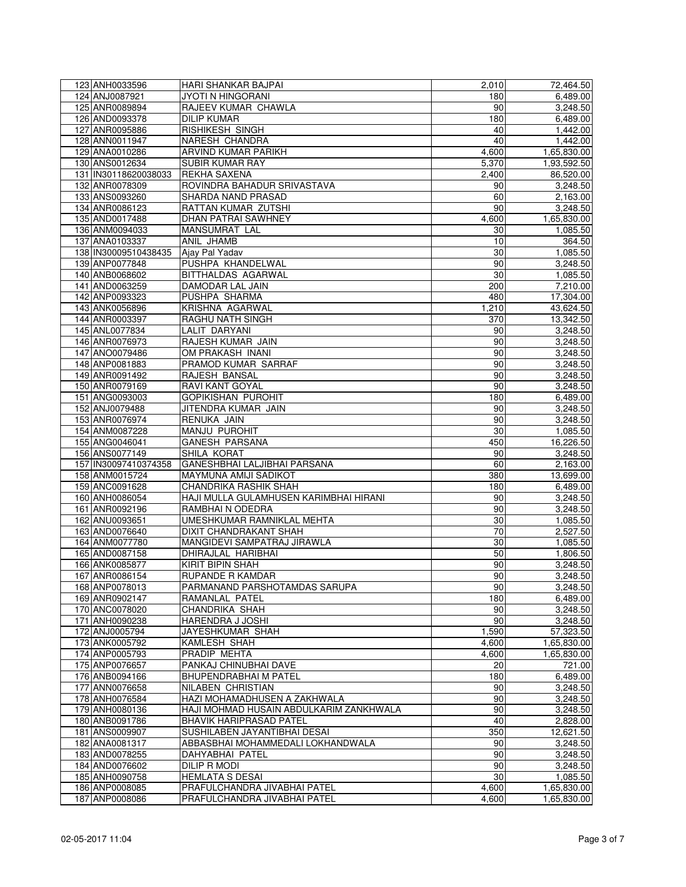| | | | | |
|---|---|---|---|---|
| 123 | ANH0033596 | HARI SHANKAR BAJPAI | 2,010 | 72,464.50 |
| 124 | ANJ0087921 | JYOTI N HINGORANI | 180 | 6,489.00 |
| 125 | ANR0089894 | RAJEEV KUMAR CHAWLA | 90 | 3,248.50 |
| 126 | AND0093378 | DILIP KUMAR | 180 | 6,489.00 |
| 127 | ANR0095886 | RISHIKESH SINGH | 40 | 1,442.00 |
| 128 | ANN0011947 | NARESH CHANDRA | 40 | 1,442.00 |
| 129 | ANA0010286 | ARVIND KUMAR PARIKH | 4,600 | 1,65,830.00 |
| 130 | ANS0012634 | SUBIR KUMAR RAY | 5,370 | 1,93,592.50 |
| 131 | IN30118620038033 | REKHA SAXENA | 2,400 | 86,520.00 |
| 132 | ANR0078309 | ROVINDRA BAHADUR SRIVASTAVA | 90 | 3,248.50 |
| 133 | ANS0093260 | SHARDA NAND PRASAD | 60 | 2,163.00 |
| 134 | ANR0086123 | RATTAN KUMAR ZUTSHI | 90 | 3,248.50 |
| 135 | AND0017488 | DHAN PATRAI SAWHNEY | 4,600 | 1,65,830.00 |
| 136 | ANM0094033 | MANSUMRAT LAL | 30 | 1,085.50 |
| 137 | ANA0103337 | ANIL JHAMB | 10 | 364.50 |
| 138 | IN30009510438435 | Ajay Pal Yadav | 30 | 1,085.50 |
| 139 | ANP0077848 | PUSHPA KHANDELWAL | 90 | 3,248.50 |
| 140 | ANB0068602 | BITTHALDAS AGARWAL | 30 | 1,085.50 |
| 141 | AND0063259 | DAMODAR LAL JAIN | 200 | 7,210.00 |
| 142 | ANP0093323 | PUSHPA SHARMA | 480 | 17,304.00 |
| 143 | ANK0056896 | KRISHNA AGARWAL | 1,210 | 43,624.50 |
| 144 | ANR0003397 | RAGHU NATH SINGH | 370 | 13,342.50 |
| 145 | ANL0077834 | LALIT DARYANI | 90 | 3,248.50 |
| 146 | ANR0076973 | RAJESH KUMAR JAIN | 90 | 3,248.50 |
| 147 | ANO0079486 | OM PRAKASH INANI | 90 | 3,248.50 |
| 148 | ANP0081883 | PRAMOD KUMAR SARRAF | 90 | 3,248.50 |
| 149 | ANR0091492 | RAJESH BANSAL | 90 | 3,248.50 |
| 150 | ANR0079169 | RAVI KANT GOYAL | 90 | 3,248.50 |
| 151 | ANG0093003 | GOPIKISHAN PUROHIT | 180 | 6,489.00 |
| 152 | ANJ0079488 | JITENDRA KUMAR JAIN | 90 | 3,248.50 |
| 153 | ANR0076974 | RENUKA JAIN | 90 | 3,248.50 |
| 154 | ANM0087228 | MANJU PUROHIT | 30 | 1,085.50 |
| 155 | ANG0046041 | GANESH PARSANA | 450 | 16,226.50 |
| 156 | ANS0077149 | SHILA KORAT | 90 | 3,248.50 |
| 157 | IN30097410374358 | GANESHBHAI LALJIBHAI PARSANA | 60 | 2,163.00 |
| 158 | ANM0015724 | MAYMUNA AMIJI SADIKOT | 380 | 13,699.00 |
| 159 | ANC0091628 | CHANDRIKA RASHIK SHAH | 180 | 6,489.00 |
| 160 | ANH0086054 | HAJI MULLA GULAMHUSEN KARIMBHAI HIRANI | 90 | 3,248.50 |
| 161 | ANR0092196 | RAMBHAI N ODEDRA | 90 | 3,248.50 |
| 162 | ANU0093651 | UMESHKUMAR RAMNIKLAL MEHTA | 30 | 1,085.50 |
| 163 | AND0076640 | DIXIT CHANDRAKANT SHAH | 70 | 2,527.50 |
| 164 | ANM0077780 | MANGIDEVI SAMPATRAJ JIRAWLA | 30 | 1,085.50 |
| 165 | AND0087158 | DHIRAJLAL HARIBHAI | 50 | 1,806.50 |
| 166 | ANK0085877 | KIRIT BIPIN SHAH | 90 | 3,248.50 |
| 167 | ANR0086154 | RUPANDE R KAMDAR | 90 | 3,248.50 |
| 168 | ANP0078013 | PARMANAND PARSHOTAMDAS SARUPA | 90 | 3,248.50 |
| 169 | ANR0902147 | RAMANLAL PATEL | 180 | 6,489.00 |
| 170 | ANC0078020 | CHANDRIKA SHAH | 90 | 3,248.50 |
| 171 | ANH0090238 | HARENDRA J JOSHI | 90 | 3,248.50 |
| 172 | ANJ0005794 | JAYESHKUMAR SHAH | 1,590 | 57,323.50 |
| 173 | ANK0005792 | KAMLESH SHAH | 4,600 | 1,65,830.00 |
| 174 | ANP0005793 | PRADIP MEHTA | 4,600 | 1,65,830.00 |
| 175 | ANP0076657 | PANKAJ CHINUBHAI DAVE | 20 | 721.00 |
| 176 | ANB0094166 | BHUPENDRABHAI M PATEL | 180 | 6,489.00 |
| 177 | ANN0076658 | NILABEN CHRISTIAN | 90 | 3,248.50 |
| 178 | ANH0076584 | HAZI MOHAMADHUSEN A ZAKHWALA | 90 | 3,248.50 |
| 179 | ANH0080136 | HAJI MOHMAD HUSAIN ABDULKARIM ZANKHWALA | 90 | 3,248.50 |
| 180 | ANB0091786 | BHAVIK HARIPRASAD PATEL | 40 | 2,828.00 |
| 181 | ANS0009907 | SUSHILABEN JAYANTIBHAI DESAI | 350 | 12,621.50 |
| 182 | ANA0081317 | ABBASBHAI MOHAMMEDALI LOKHANDWALA | 90 | 3,248.50 |
| 183 | AND0078255 | DAHYABHAI PATEL | 90 | 3,248.50 |
| 184 | AND0076602 | DILIP R MODI | 90 | 3,248.50 |
| 185 | ANH0090758 | HEMLATA S DESAI | 30 | 1,085.50 |
| 186 | ANP0008085 | PRAFULCHANDRA JIVABHAI PATEL | 4,600 | 1,65,830.00 |
| 187 | ANP0008086 | PRAFULCHANDRA JIVABHAI PATEL | 4,600 | 1,65,830.00 |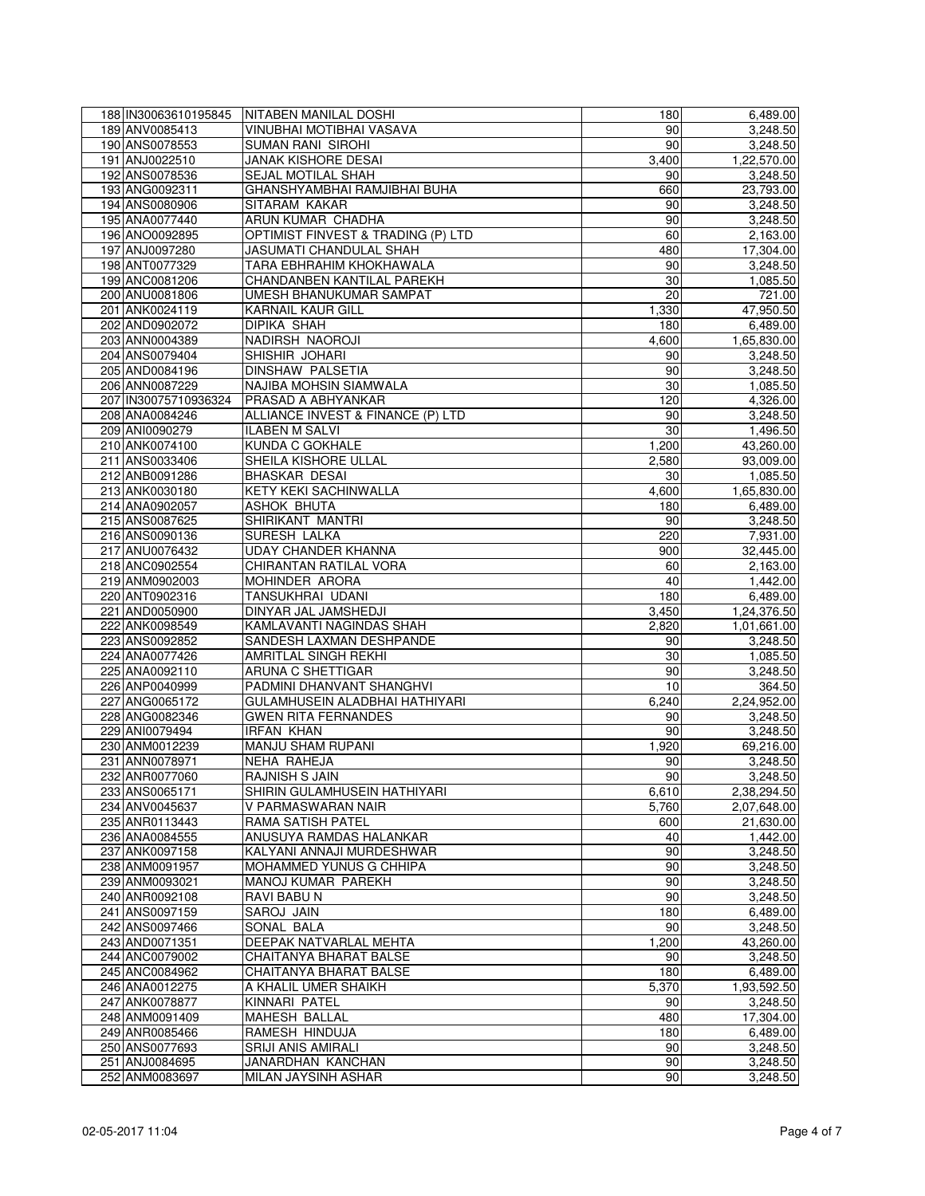| 188 | IN30063610195845 | NITABEN MANILAL DOSHI | 180 | 6,489.00 |
|---|---|---|---|---|
| 189 | ANV0085413 | VINUBHAI MOTIBHAI VASAVA | 90 | 3,248.50 |
| 190 | ANS0078553 | SUMAN RANI SIROHI | 90 | 3,248.50 |
| 191 | ANJ0022510 | JANAK KISHORE DESAI | 3,400 | 1,22,570.00 |
| 192 | ANS0078536 | SEJAL MOTILAL SHAH | 90 | 3,248.50 |
| 193 | ANG0092311 | GHANSHYAMBHAI RAMJIBHAI BUHA | 660 | 23,793.00 |
| 194 | ANS0080906 | SITARAM KAKAR | 90 | 3,248.50 |
| 195 | ANA0077440 | ARUN KUMAR CHADHA | 90 | 3,248.50 |
| 196 | ANO0092895 | OPTIMIST FINVEST & TRADING (P) LTD | 60 | 2,163.00 |
| 197 | ANJ0097280 | JASUMATI CHANDULAL SHAH | 480 | 17,304.00 |
| 198 | ANT0077329 | TARA EBHRAHIM KHOKHAWALA | 90 | 3,248.50 |
| 199 | ANC0081206 | CHANDANBEN KANTILAL PAREKH | 30 | 1,085.50 |
| 200 | ANU0081806 | UMESH BHANUKUMAR SAMPAT | 20 | 721.00 |
| 201 | ANK0024119 | KARNAIL KAUR GILL | 1,330 | 47,950.50 |
| 202 | AND0902072 | DIPIKA SHAH | 180 | 6,489.00 |
| 203 | ANN0004389 | NADIRSH NAOROJI | 4,600 | 1,65,830.00 |
| 204 | ANS0079404 | SHISHIR JOHARI | 90 | 3,248.50 |
| 205 | AND0084196 | DINSHAW PALSETIA | 90 | 3,248.50 |
| 206 | ANN0087229 | NAJIBA MOHSIN SIAMWALA | 30 | 1,085.50 |
| 207 | IN30075710936324 | PRASAD A ABHYANKAR | 120 | 4,326.00 |
| 208 | ANA0084246 | ALLIANCE INVEST & FINANCE (P) LTD | 90 | 3,248.50 |
| 209 | ANI0090279 | ILABEN M SALVI | 30 | 1,496.50 |
| 210 | ANK0074100 | KUNDA C GOKHALE | 1,200 | 43,260.00 |
| 211 | ANS0033406 | SHEILA KISHORE ULLAL | 2,580 | 93,009.00 |
| 212 | ANB0091286 | BHASKAR DESAI | 30 | 1,085.50 |
| 213 | ANK0030180 | KETY KEKI SACHINWALLA | 4,600 | 1,65,830.00 |
| 214 | ANA0902057 | ASHOK BHUTA | 180 | 6,489.00 |
| 215 | ANS0087625 | SHIRIKANT MANTRI | 90 | 3,248.50 |
| 216 | ANS0090136 | SURESH LALKA | 220 | 7,931.00 |
| 217 | ANU0076432 | UDAY CHANDER KHANNA | 900 | 32,445.00 |
| 218 | ANC0902554 | CHIRANTAN RATILAL VORA | 60 | 2,163.00 |
| 219 | ANM0902003 | MOHINDER ARORA | 40 | 1,442.00 |
| 220 | ANT0902316 | TANSUKHRAI UDANI | 180 | 6,489.00 |
| 221 | AND0050900 | DINYAR JAL JAMSHEDJI | 3,450 | 1,24,376.50 |
| 222 | ANK0098549 | KAMLAVANTI NAGINDAS SHAH | 2,820 | 1,01,661.00 |
| 223 | ANS0092852 | SANDESH LAXMAN DESHPANDE | 90 | 3,248.50 |
| 224 | ANA0077426 | AMRITLAL SINGH REKHI | 30 | 1,085.50 |
| 225 | ANA0092110 | ARUNA C SHETTIGAR | 90 | 3,248.50 |
| 226 | ANP0040999 | PADMINI DHANVANT SHANGHVI | 10 | 364.50 |
| 227 | ANG0065172 | GULAMHUSEIN ALADBHAI HATHIYARI | 6,240 | 2,24,952.00 |
| 228 | ANG0082346 | GWEN RITA FERNANDES | 90 | 3,248.50 |
| 229 | ANI0079494 | IRFAN KHAN | 90 | 3,248.50 |
| 230 | ANM0012239 | MANJU SHAM RUPANI | 1,920 | 69,216.00 |
| 231 | ANN0078971 | NEHA RAHEJA | 90 | 3,248.50 |
| 232 | ANR0077060 | RAJNISH S JAIN | 90 | 3,248.50 |
| 233 | ANS0065171 | SHIRIN GULAMHUSEIN HATHIYARI | 6,610 | 2,38,294.50 |
| 234 | ANV0045637 | V PARMASWARAN NAIR | 5,760 | 2,07,648.00 |
| 235 | ANR0113443 | RAMA SATISH PATEL | 600 | 21,630.00 |
| 236 | ANA0084555 | ANUSUYA RAMDAS HALANKAR | 40 | 1,442.00 |
| 237 | ANK0097158 | KALYANI ANNAJI MURDESHWAR | 90 | 3,248.50 |
| 238 | ANM0091957 | MOHAMMED YUNUS G CHHIPA | 90 | 3,248.50 |
| 239 | ANM0093021 | MANOJ KUMAR PAREKH | 90 | 3,248.50 |
| 240 | ANR0092108 | RAVI BABU N | 90 | 3,248.50 |
| 241 | ANS0097159 | SAROJ JAIN | 180 | 6,489.00 |
| 242 | ANS0097466 | SONAL BALA | 90 | 3,248.50 |
| 243 | AND0071351 | DEEPAK NATVARLAL MEHTA | 1,200 | 43,260.00 |
| 244 | ANC0079002 | CHAITANYA BHARAT BALSE | 90 | 3,248.50 |
| 245 | ANC0084962 | CHAITANYA BHARAT BALSE | 180 | 6,489.00 |
| 246 | ANA0012275 | A KHALIL UMER SHAIKH | 5,370 | 1,93,592.50 |
| 247 | ANK0078877 | KINNARI PATEL | 90 | 3,248.50 |
| 248 | ANM0091409 | MAHESH BALLAL | 480 | 17,304.00 |
| 249 | ANR0085466 | RAMESH HINDUJA | 180 | 6,489.00 |
| 250 | ANS0077693 | SRIJI ANIS AMIRALI | 90 | 3,248.50 |
| 251 | ANJ0084695 | JANARDHAN KANCHAN | 90 | 3,248.50 |
| 252 | ANM0083697 | MILAN JAYSINH ASHAR | 90 | 3,248.50 |

02-05-2017 11:04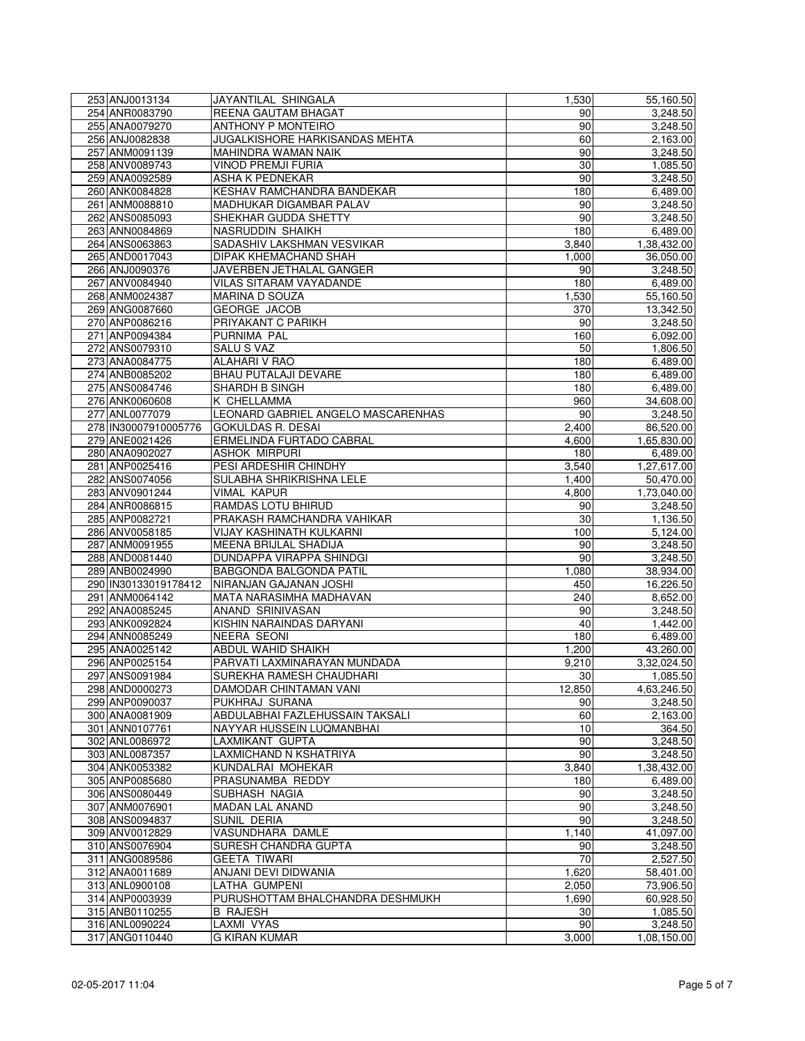| | | | | |
|---|---|---|---|---|
| 253 | ANJ0013134 | JAYANTILAL SHINGALA | 1,530 | 55,160.50 |
| 254 | ANR0083790 | REENA GAUTAM BHAGAT | 90 | 3,248.50 |
| 255 | ANA0079270 | ANTHONY P MONTEIRO | 90 | 3,248.50 |
| 256 | ANJ0082838 | JUGALKISHORE HARKISANDAS MEHTA | 60 | 2,163.00 |
| 257 | ANM0091139 | MAHINDRA WAMAN NAIK | 90 | 3,248.50 |
| 258 | ANV0089743 | VINOD PREMJI FURIA | 30 | 1,085.50 |
| 259 | ANA0092589 | ASHA K PEDNEKAR | 90 | 3,248.50 |
| 260 | ANK0084828 | KESHAV RAMCHANDRA BANDEKAR | 180 | 6,489.00 |
| 261 | ANM0088810 | MADHUKAR DIGAMBAR PALAV | 90 | 3,248.50 |
| 262 | ANS0085093 | SHEKHAR GUDDA SHETTY | 90 | 3,248.50 |
| 263 | ANN0084869 | NASRUDDIN SHAIKH | 180 | 6,489.00 |
| 264 | ANS0063863 | SADASHIV LAKSHMAN VESVIKAR | 3,840 | 1,38,432.00 |
| 265 | AND0017043 | DIPAK KHEMACHAND SHAH | 1,000 | 36,050.00 |
| 266 | ANJ0090376 | JAVERBEN JETHALAL GANGER | 90 | 3,248.50 |
| 267 | ANV0084940 | VILAS SITARAM VAYADANDE | 180 | 6,489.00 |
| 268 | ANM0024387 | MARINA D SOUZA | 1,530 | 55,160.50 |
| 269 | ANG0087660 | GEORGE JACOB | 370 | 13,342.50 |
| 270 | ANP0086216 | PRIYAKANT C PARIKH | 90 | 3,248.50 |
| 271 | ANP0094384 | PURNIMA PAL | 160 | 6,092.00 |
| 272 | ANS0079310 | SALU S VAZ | 50 | 1,806.50 |
| 273 | ANA0084775 | ALAHARI V RAO | 180 | 6,489.00 |
| 274 | ANB0085202 | BHAU PUTALAJI DEVARE | 180 | 6,489.00 |
| 275 | ANS0084746 | SHARDH B SINGH | 180 | 6,489.00 |
| 276 | ANK0060608 | K CHELLAMMA | 960 | 34,608.00 |
| 277 | ANL0077079 | LEONARD GABRIEL ANGELO MASCARENHAS | 90 | 3,248.50 |
| 278 | IN30007910005776 | GOKULDAS R. DESAI | 2,400 | 86,520.00 |
| 279 | ANE0021426 | ERMELINDA FURTADO CABRAL | 4,600 | 1,65,830.00 |
| 280 | ANA0902027 | ASHOK MIRPURI | 180 | 6,489.00 |
| 281 | ANP0025416 | PESI ARDESHIR CHINDHY | 3,540 | 1,27,617.00 |
| 282 | ANS0074056 | SULABHA SHRIKRISHNA LELE | 1,400 | 50,470.00 |
| 283 | ANV0901244 | VIMAL KAPUR | 4,800 | 1,73,040.00 |
| 284 | ANR0086815 | RAMDAS LOTU BHIRUD | 90 | 3,248.50 |
| 285 | ANP0082721 | PRAKASH RAMCHANDRA VAHIKAR | 30 | 1,136.50 |
| 286 | ANV0058185 | VIJAY KASHINATH KULKARNI | 100 | 5,124.00 |
| 287 | ANM0091955 | MEENA BRIJLAL SHADIJA | 90 | 3,248.50 |
| 288 | AND0081440 | DUNDAPPA VIRAPPA SHINDGI | 90 | 3,248.50 |
| 289 | ANB0024990 | BABGONDA BALGONDA PATIL | 1,080 | 38,934.00 |
| 290 | IN30133019178412 | NIRANJAN GAJANAN JOSHI | 450 | 16,226.50 |
| 291 | ANM0064142 | MATA NARASIMHA MADHAVAN | 240 | 8,652.00 |
| 292 | ANA0085245 | ANAND SRINIVASAN | 90 | 3,248.50 |
| 293 | ANK0092824 | KISHIN NARAINDAS DARYANI | 40 | 1,442.00 |
| 294 | ANN0085249 | NEERA SEONI | 180 | 6,489.00 |
| 295 | ANA0025142 | ABDUL WAHID SHAIKH | 1,200 | 43,260.00 |
| 296 | ANP0025154 | PARVATI LAXMINARAYAN MUNDADA | 9,210 | 3,32,024.50 |
| 297 | ANS0091984 | SUREKHA RAMESH CHAUDHARI | 30 | 1,085.50 |
| 298 | AND0000273 | DAMODAR CHINTAMAN VANI | 12,850 | 4,63,246.50 |
| 299 | ANP0090037 | PUKHRAJ SURANA | 90 | 3,248.50 |
| 300 | ANA0081909 | ABDULABHAI FAZLEHUSSAIN TAKSALI | 60 | 2,163.00 |
| 301 | ANN0107761 | NAYYAR HUSSEIN LUQMANBHAI | 10 | 364.50 |
| 302 | ANL0086972 | LAXMIKANT GUPTA | 90 | 3,248.50 |
| 303 | ANL0087357 | LAXMICHAND N KSHATRIYA | 90 | 3,248.50 |
| 304 | ANK0053382 | KUNDALRAI MOHEKAR | 3,840 | 1,38,432.00 |
| 305 | ANP0085680 | PRASUNAMBA REDDY | 180 | 6,489.00 |
| 306 | ANS0080449 | SUBHASH NAGIA | 90 | 3,248.50 |
| 307 | ANM0076901 | MADAN LAL ANAND | 90 | 3,248.50 |
| 308 | ANS0094837 | SUNIL DERIA | 90 | 3,248.50 |
| 309 | ANV0012829 | VASUNDHARA DAMLE | 1,140 | 41,097.00 |
| 310 | ANS0076904 | SURESH CHANDRA GUPTA | 90 | 3,248.50 |
| 311 | ANG0089586 | GEETA TIWARI | 70 | 2,527.50 |
| 312 | ANA0011689 | ANJANI DEVI DIDWANIA | 1,620 | 58,401.00 |
| 313 | ANL0900108 | LATHA GUMPENI | 2,050 | 73,906.50 |
| 314 | ANP0003939 | PURUSHOTTAM BHALCHANDRA DESHMUKH | 1,690 | 60,928.50 |
| 315 | ANB0110255 | B RAJESH | 30 | 1,085.50 |
| 316 | ANL0090224 | LAXMI VYAS | 90 | 3,248.50 |
| 317 | ANG0110440 | G KIRAN KUMAR | 3,000 | 1,08,150.00 |

02-05-2017 11:04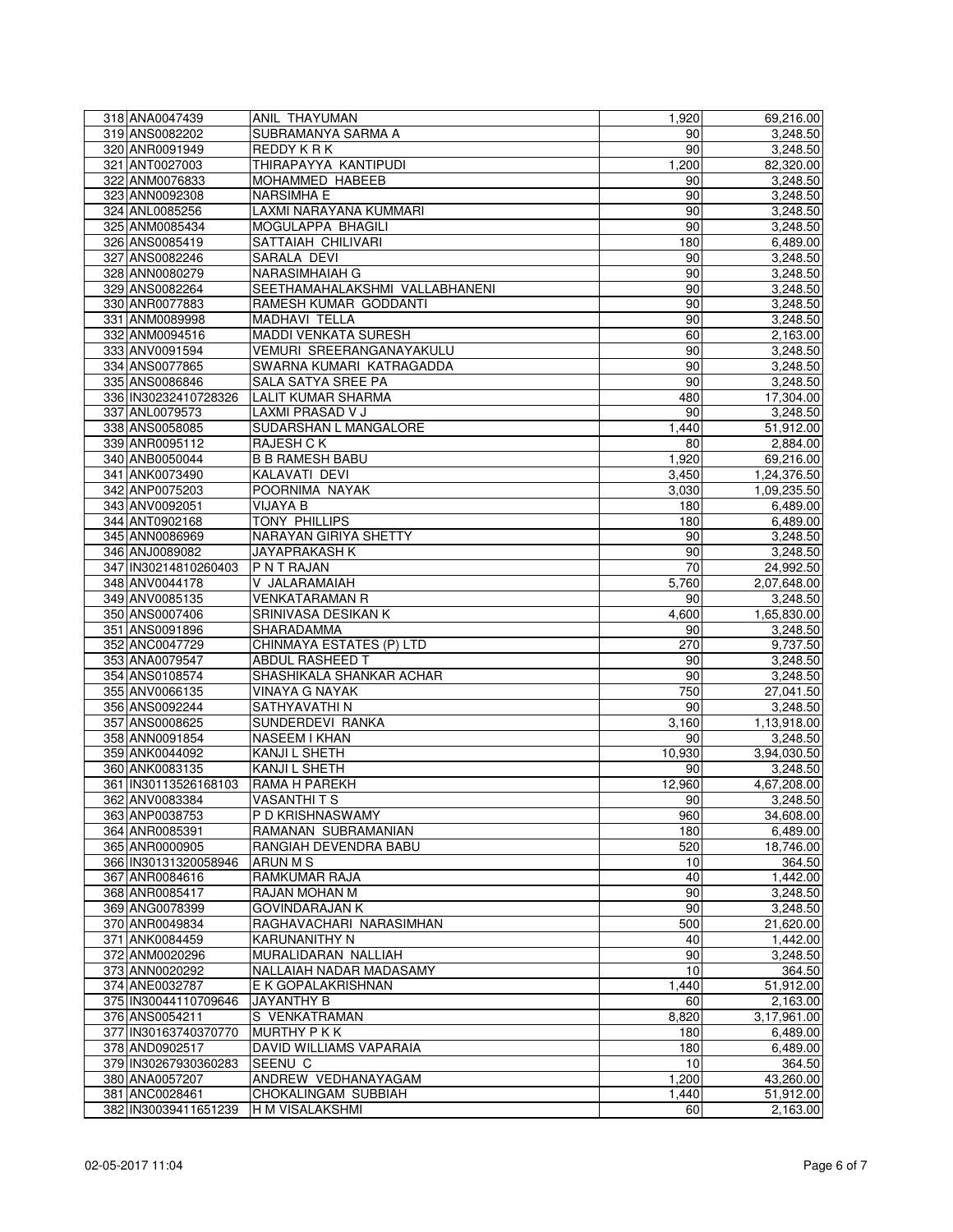| | | | | |
|---|---|---|---|---|
| 318 | ANA0047439 | ANIL THAYUMAN | 1,920 | 69,216.00 |
| 319 | ANS0082202 | SUBRAMANYA SARMA A | 90 | 3,248.50 |
| 320 | ANR0091949 | REDDY K R K | 90 | 3,248.50 |
| 321 | ANT0027003 | THIRAPAYYA KANTIPUDI | 1,200 | 82,320.00 |
| 322 | ANM0076833 | MOHAMMED HABEEB | 90 | 3,248.50 |
| 323 | ANN0092308 | NARSIMHA E | 90 | 3,248.50 |
| 324 | ANL0085256 | LAXMI NARAYANA KUMMARI | 90 | 3,248.50 |
| 325 | ANM0085434 | MOGULAPPA BHAGILI | 90 | 3,248.50 |
| 326 | ANS0085419 | SATTAIAH CHILIVARI | 180 | 6,489.00 |
| 327 | ANS0082246 | SARALA DEVI | 90 | 3,248.50 |
| 328 | ANN0080279 | NARASIMHAIAH G | 90 | 3,248.50 |
| 329 | ANS0082264 | SEETHAMAHALAKSHMI VALLABHANENI | 90 | 3,248.50 |
| 330 | ANR0077883 | RAMESH KUMAR GODDANTI | 90 | 3,248.50 |
| 331 | ANM0089998 | MADHAVI TELLA | 90 | 3,248.50 |
| 332 | ANM0094516 | MADDI VENKATA SURESH | 60 | 2,163.00 |
| 333 | ANV0091594 | VEMURI SREERANGANAYAKULU | 90 | 3,248.50 |
| 334 | ANS0077865 | SWARNA KUMARI KATRAGADDA | 90 | 3,248.50 |
| 335 | ANS0086846 | SALA SATYA SREE PA | 90 | 3,248.50 |
| 336 | IN30232410728326 | LALIT KUMAR SHARMA | 480 | 17,304.00 |
| 337 | ANL0079573 | LAXMI PRASAD V J | 90 | 3,248.50 |
| 338 | ANS0058085 | SUDARSHAN L MANGALORE | 1,440 | 51,912.00 |
| 339 | ANR0095112 | RAJESH C K | 80 | 2,884.00 |
| 340 | ANB0050044 | B B RAMESH BABU | 1,920 | 69,216.00 |
| 341 | ANK0073490 | KALAVATI DEVI | 3,450 | 1,24,376.50 |
| 342 | ANP0075203 | POORNIMA NAYAK | 3,030 | 1,09,235.50 |
| 343 | ANV0092051 | VIJAYA B | 180 | 6,489.00 |
| 344 | ANT0902168 | TONY PHILLIPS | 180 | 6,489.00 |
| 345 | ANN0086969 | NARAYAN GIRIYA SHETTY | 90 | 3,248.50 |
| 346 | ANJ0089082 | JAYAPRAKASH K | 90 | 3,248.50 |
| 347 | IN30214810260403 | P N T RAJAN | 70 | 24,992.50 |
| 348 | ANV0044178 | V JALARAMAIAH | 5,760 | 2,07,648.00 |
| 349 | ANV0085135 | VENKATARAMAN R | 90 | 3,248.50 |
| 350 | ANS0007406 | SRINIVASA DESIKAN K | 4,600 | 1,65,830.00 |
| 351 | ANS0091896 | SHARADAMMA | 90 | 3,248.50 |
| 352 | ANC0047729 | CHINMAYA ESTATES (P) LTD | 270 | 9,737.50 |
| 353 | ANA0079547 | ABDUL RASHEED T | 90 | 3,248.50 |
| 354 | ANS0108574 | SHASHIKALA SHANKAR ACHAR | 90 | 3,248.50 |
| 355 | ANV0066135 | VINAYA G NAYAK | 750 | 27,041.50 |
| 356 | ANS0092244 | SATHYAVATHI N | 90 | 3,248.50 |
| 357 | ANS0008625 | SUNDERDEVI RANKA | 3,160 | 1,13,918.00 |
| 358 | ANN0091854 | NASEEM I KHAN | 90 | 3,248.50 |
| 359 | ANK0044092 | KANJI L SHETH | 10,930 | 3,94,030.50 |
| 360 | ANK0083135 | KANJI L SHETH | 90 | 3,248.50 |
| 361 | IN30113526168103 | RAMA H PAREKH | 12,960 | 4,67,208.00 |
| 362 | ANV0083384 | VASANTHI T S | 90 | 3,248.50 |
| 363 | ANP0038753 | P D KRISHNASWAMY | 960 | 34,608.00 |
| 364 | ANR0085391 | RAMANAN SUBRAMANIAN | 180 | 6,489.00 |
| 365 | ANR0000905 | RANGIAH DEVENDRA BABU | 520 | 18,746.00 |
| 366 | IN30131320058946 | ARUN M S | 10 | 364.50 |
| 367 | ANR0084616 | RAMKUMAR RAJA | 40 | 1,442.00 |
| 368 | ANR0085417 | RAJAN MOHAN M | 90 | 3,248.50 |
| 369 | ANG0078399 | GOVINDARAJAN K | 90 | 3,248.50 |
| 370 | ANR0049834 | RAGHAVACHARI NARASIMHAN | 500 | 21,620.00 |
| 371 | ANK0084459 | KARUNANITHY N | 40 | 1,442.00 |
| 372 | ANM0020296 | MURALIDARAN NALLIAH | 90 | 3,248.50 |
| 373 | ANN0020292 | NALLAIAH NADAR MADASAMY | 10 | 364.50 |
| 374 | ANE0032787 | E K GOPALAKRISHNAN | 1,440 | 51,912.00 |
| 375 | IN30044110709646 | JAYANTHY B | 60 | 2,163.00 |
| 376 | ANS0054211 | S VENKATRAMAN | 8,820 | 3,17,961.00 |
| 377 | IN30163740370770 | MURTHY P K K | 180 | 6,489.00 |
| 378 | AND0902517 | DAVID WILLIAMS VAPARAIA | 180 | 6,489.00 |
| 379 | IN30267930360283 | SEENU C | 10 | 364.50 |
| 380 | ANA0057207 | ANDREW VEDHANAYAGAM | 1,200 | 43,260.00 |
| 381 | ANC0028461 | CHOKALINGAM SUBBIAH | 1,440 | 51,912.00 |
| 382 | IN30039411651239 | H M VISALAKSHMI | 60 | 2,163.00 |

02-05-2017 11:04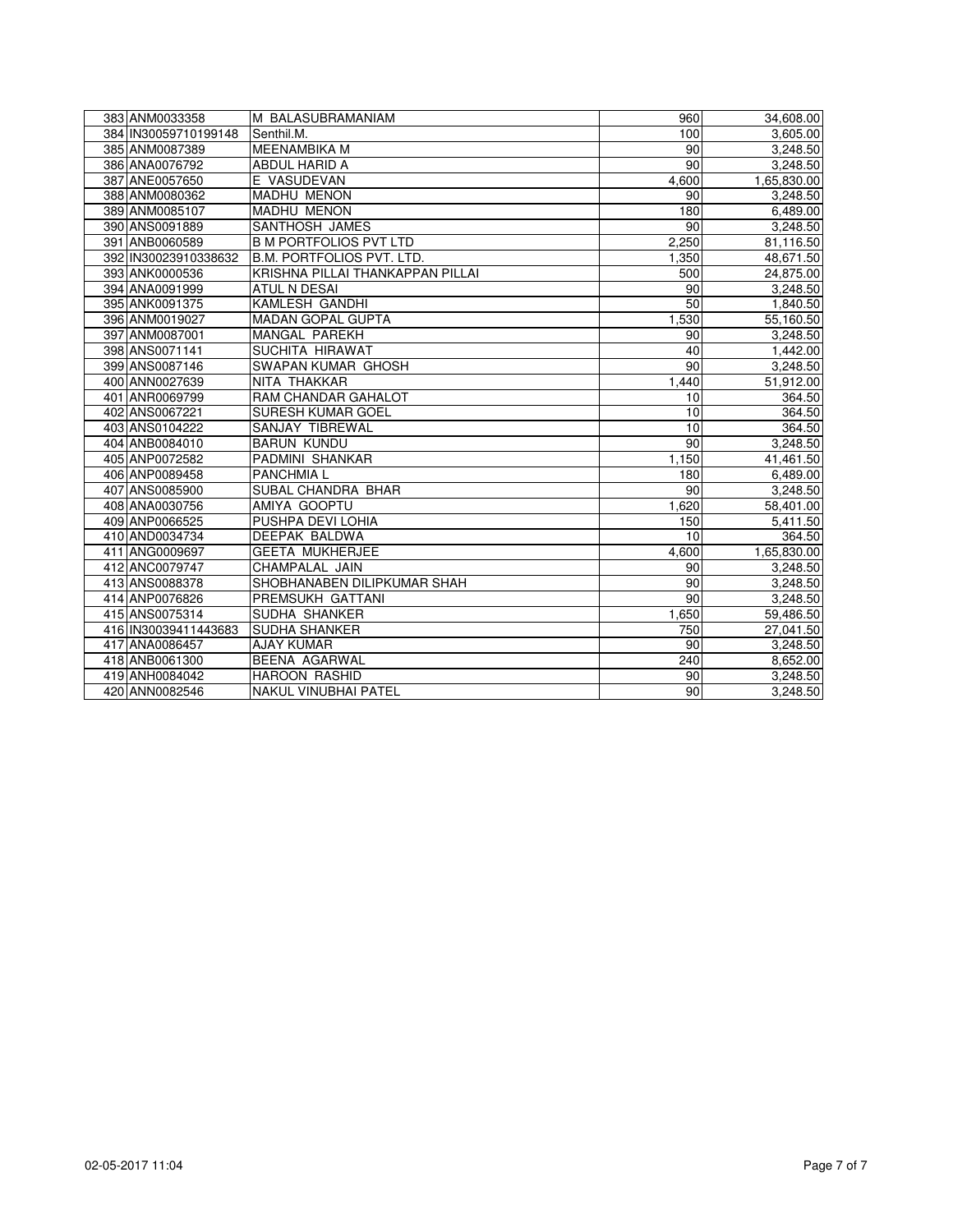| | | | | |
|---|---|---|---|---|
| 383 | ANM0033358 | M BALASUBRAMANIAM | 960 | 34,608.00 |
| 384 | IN30059710199148 | Senthil.M. | 100 | 3,605.00 |
| 385 | ANM0087389 | MEENAMBIKA M | 90 | 3,248.50 |
| 386 | ANA0076792 | ABDUL HARID A | 90 | 3,248.50 |
| 387 | ANE0057650 | E VASUDEVAN | 4,600 | 1,65,830.00 |
| 388 | ANM0080362 | MADHU MENON | 90 | 3,248.50 |
| 389 | ANM0085107 | MADHU MENON | 180 | 6,489.00 |
| 390 | ANS0091889 | SANTHOSH JAMES | 90 | 3,248.50 |
| 391 | ANB0060589 | B M PORTFOLIOS PVT LTD | 2,250 | 81,116.50 |
| 392 | IN30023910338632 | B.M. PORTFOLIOS PVT. LTD. | 1,350 | 48,671.50 |
| 393 | ANK0000536 | KRISHNA PILLAI THANKAPPAN PILLAI | 500 | 24,875.00 |
| 394 | ANA0091999 | ATUL N DESAI | 90 | 3,248.50 |
| 395 | ANK0091375 | KAMLESH GANDHI | 50 | 1,840.50 |
| 396 | ANM0019027 | MADAN GOPAL GUPTA | 1,530 | 55,160.50 |
| 397 | ANM0087001 | MANGAL PAREKH | 90 | 3,248.50 |
| 398 | ANS0071141 | SUCHITA HIRAWAT | 40 | 1,442.00 |
| 399 | ANS0087146 | SWAPAN KUMAR GHOSH | 90 | 3,248.50 |
| 400 | ANN0027639 | NITA THAKKAR | 1,440 | 51,912.00 |
| 401 | ANR0069799 | RAM CHANDAR GAHALOT | 10 | 364.50 |
| 402 | ANS0067221 | SURESH KUMAR GOEL | 10 | 364.50 |
| 403 | ANS0104222 | SANJAY TIBREWAL | 10 | 364.50 |
| 404 | ANB0084010 | BARUN KUNDU | 90 | 3,248.50 |
| 405 | ANP0072582 | PADMINI SHANKAR | 1,150 | 41,461.50 |
| 406 | ANP0089458 | PANCHMIA L | 180 | 6,489.00 |
| 407 | ANS0085900 | SUBAL CHANDRA BHAR | 90 | 3,248.50 |
| 408 | ANA0030756 | AMIYA GOOPTU | 1,620 | 58,401.00 |
| 409 | ANP0066525 | PUSHPA DEVI LOHIA | 150 | 5,411.50 |
| 410 | AND0034734 | DEEPAK BALDWA | 10 | 364.50 |
| 411 | ANG0009697 | GEETA MUKHERJEE | 4,600 | 1,65,830.00 |
| 412 | ANC0079747 | CHAMPALAL JAIN | 90 | 3,248.50 |
| 413 | ANS0088378 | SHOBHANABEN DILIPKUMAR SHAH | 90 | 3,248.50 |
| 414 | ANP0076826 | PREMSUKH GATTANI | 90 | 3,248.50 |
| 415 | ANS0075314 | SUDHA SHANKER | 1,650 | 59,486.50 |
| 416 | IN30039411443683 | SUDHA SHANKER | 750 | 27,041.50 |
| 417 | ANA0086457 | AJAY KUMAR | 90 | 3,248.50 |
| 418 | ANB0061300 | BEENA AGARWAL | 240 | 8,652.00 |
| 419 | ANH0084042 | HAROON RASHID | 90 | 3,248.50 |
| 420 | ANN0082546 | NAKUL VINUBHAI PATEL | 90 | 3,248.50 |

02-05-2017 11:04